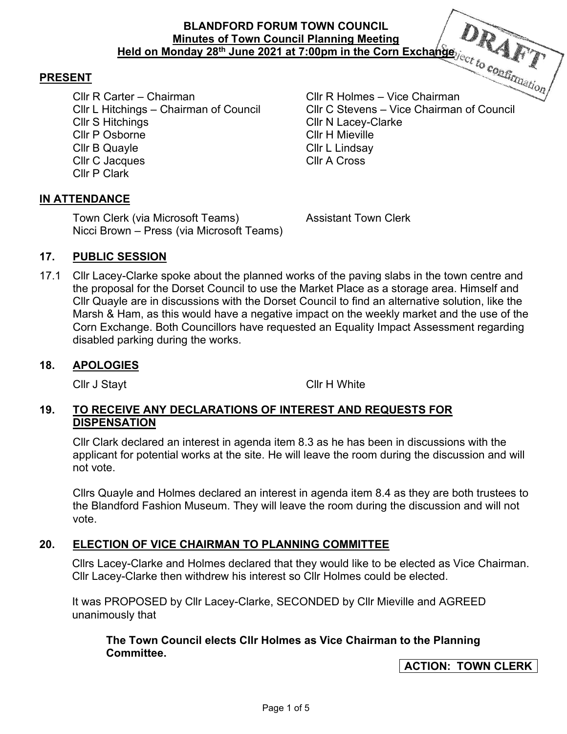# BLANDFORD FORUM TOWN COUNCIL
## Minutes of Town Council Planning Meeting
## Held on Monday 28th June 2021 at 7:00pm in the Corn Exchange

DRAFT Subject to confirmation

## PRESENT

Cllr R Carter – Chairman
Cllr R Holmes – Vice Chairman
Cllr L Hitchings – Chairman of Council
Cllr C Stevens – Vice Chairman of Council
Cllr S Hitchings
Cllr N Lacey-Clarke
Cllr P Osborne
Cllr H Mieville
Cllr B Quayle
Cllr L Lindsay
Cllr C Jacques
Cllr A Cross
Cllr P Clark

## IN ATTENDANCE

Town Clerk (via Microsoft Teams)
Assistant Town Clerk
Nicci Brown – Press (via Microsoft Teams)

## 17. PUBLIC SESSION

17.1 Cllr Lacey-Clarke spoke about the planned works of the paving slabs in the town centre and the proposal for the Dorset Council to use the Market Place as a storage area. Himself and Cllr Quayle are in discussions with the Dorset Council to find an alternative solution, like the Marsh & Ham, as this would have a negative impact on the weekly market and the use of the Corn Exchange. Both Councillors have requested an Equality Impact Assessment regarding disabled parking during the works.

## 18. APOLOGIES

Cllr J Stayt
Cllr H White

## 19. TO RECEIVE ANY DECLARATIONS OF INTEREST AND REQUESTS FOR DISPENSATION

Cllr Clark declared an interest in agenda item 8.3 as he has been in discussions with the applicant for potential works at the site. He will leave the room during the discussion and will not vote.

Cllrs Quayle and Holmes declared an interest in agenda item 8.4 as they are both trustees to the Blandford Fashion Museum. They will leave the room during the discussion and will not vote.

## 20. ELECTION OF VICE CHAIRMAN TO PLANNING COMMITTEE

Cllrs Lacey-Clarke and Holmes declared that they would like to be elected as Vice Chairman. Cllr Lacey-Clarke then withdrew his interest so Cllr Holmes could be elected.

It was PROPOSED by Cllr Lacey-Clarke, SECONDED by Cllr Mieville and AGREED unanimously that

**The Town Council elects Cllr Holmes as Vice Chairman to the Planning Committee.**

**ACTION: TOWN CLERK**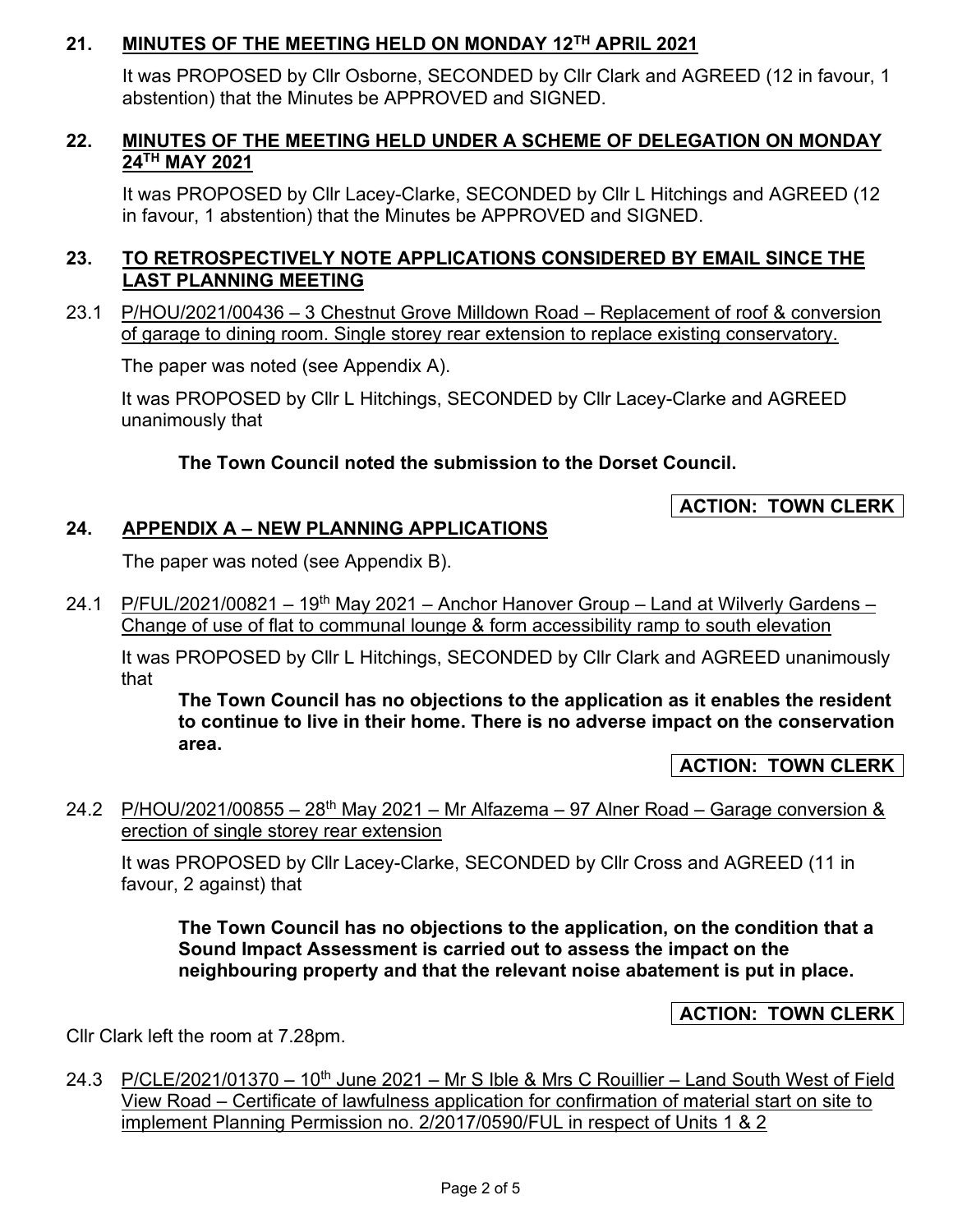## 21. MINUTES OF THE MEETING HELD ON MONDAY 12TH APRIL 2021

It was PROPOSED by Cllr Osborne, SECONDED by Cllr Clark and AGREED (12 in favour, 1 abstention) that the Minutes be APPROVED and SIGNED.

## 22. MINUTES OF THE MEETING HELD UNDER A SCHEME OF DELEGATION ON MONDAY 24TH MAY 2021

It was PROPOSED by Cllr Lacey-Clarke, SECONDED by Cllr L Hitchings and AGREED (12 in favour, 1 abstention) that the Minutes be APPROVED and SIGNED.

## 23. TO RETROSPECTIVELY NOTE APPLICATIONS CONSIDERED BY EMAIL SINCE THE LAST PLANNING MEETING

23.1 P/HOU/2021/00436 – 3 Chestnut Grove Milldown Road – Replacement of roof & conversion of garage to dining room. Single storey rear extension to replace existing conservatory.

The paper was noted (see Appendix A).

It was PROPOSED by Cllr L Hitchings, SECONDED by Cllr Lacey-Clarke and AGREED unanimously that

**The Town Council noted the submission to the Dorset Council.**

**ACTION: TOWN CLERK**

## 24. APPENDIX A – NEW PLANNING APPLICATIONS

The paper was noted (see Appendix B).

24.1 P/FUL/2021/00821 – 19th May 2021 – Anchor Hanover Group – Land at Wilverly Gardens – Change of use of flat to communal lounge & form accessibility ramp to south elevation

It was PROPOSED by Cllr L Hitchings, SECONDED by Cllr Clark and AGREED unanimously that

**The Town Council has no objections to the application as it enables the resident to continue to live in their home. There is no adverse impact on the conservation area.**

**ACTION: TOWN CLERK**

24.2 P/HOU/2021/00855 – 28th May 2021 – Mr Alfazema – 97 Alner Road – Garage conversion & erection of single storey rear extension

It was PROPOSED by Cllr Lacey-Clarke, SECONDED by Cllr Cross and AGREED (11 in favour, 2 against) that

**The Town Council has no objections to the application, on the condition that a Sound Impact Assessment is carried out to assess the impact on the neighbouring property and that the relevant noise abatement is put in place.**

**ACTION: TOWN CLERK**

Cllr Clark left the room at 7.28pm.

24.3 P/CLE/2021/01370 – 10th June 2021 – Mr S Ible & Mrs C Rouillier – Land South West of Field View Road – Certificate of lawfulness application for confirmation of material start on site to implement Planning Permission no. 2/2017/0590/FUL in respect of Units 1 & 2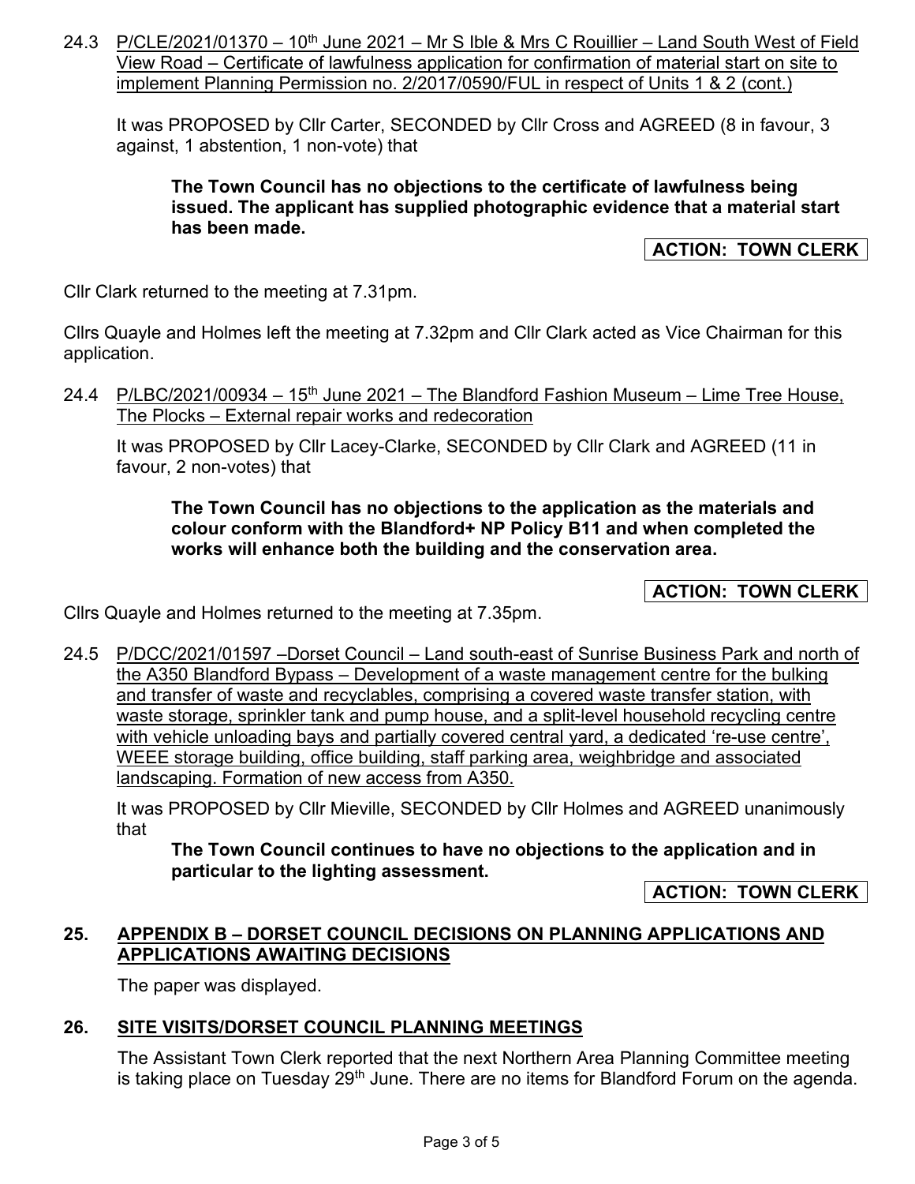24.3 P/CLE/2021/01370 – 10th June 2021 – Mr S Ible & Mrs C Rouillier – Land South West of Field View Road – Certificate of lawfulness application for confirmation of material start on site to implement Planning Permission no. 2/2017/0590/FUL in respect of Units 1 & 2 (cont.)

It was PROPOSED by Cllr Carter, SECONDED by Cllr Cross and AGREED (8 in favour, 3 against, 1 abstention, 1 non-vote) that

**The Town Council has no objections to the certificate of lawfulness being issued. The applicant has supplied photographic evidence that a material start has been made.**

**ACTION: TOWN CLERK**

Cllr Clark returned to the meeting at 7.31pm.

Cllrs Quayle and Holmes left the meeting at 7.32pm and Cllr Clark acted as Vice Chairman for this application.

24.4 P/LBC/2021/00934 – 15th June 2021 – The Blandford Fashion Museum – Lime Tree House, The Plocks – External repair works and redecoration

It was PROPOSED by Cllr Lacey-Clarke, SECONDED by Cllr Clark and AGREED (11 in favour, 2 non-votes) that

**The Town Council has no objections to the application as the materials and colour conform with the Blandford+ NP Policy B11 and when completed the works will enhance both the building and the conservation area.**

**ACTION: TOWN CLERK**

Cllrs Quayle and Holmes returned to the meeting at 7.35pm.

24.5 P/DCC/2021/01597 –Dorset Council – Land south-east of Sunrise Business Park and north of the A350 Blandford Bypass – Development of a waste management centre for the bulking and transfer of waste and recyclables, comprising a covered waste transfer station, with waste storage, sprinkler tank and pump house, and a split-level household recycling centre with vehicle unloading bays and partially covered central yard, a dedicated 're-use centre', WEEE storage building, office building, staff parking area, weighbridge and associated landscaping. Formation of new access from A350.

It was PROPOSED by Cllr Mieville, SECONDED by Cllr Holmes and AGREED unanimously that

**The Town Council continues to have no objections to the application and in particular to the lighting assessment.**

**ACTION: TOWN CLERK**

## 25. APPENDIX B – DORSET COUNCIL DECISIONS ON PLANNING APPLICATIONS AND APPLICATIONS AWAITING DECISIONS

The paper was displayed.

## 26. SITE VISITS/DORSET COUNCIL PLANNING MEETINGS

The Assistant Town Clerk reported that the next Northern Area Planning Committee meeting is taking place on Tuesday 29th June. There are no items for Blandford Forum on the agenda.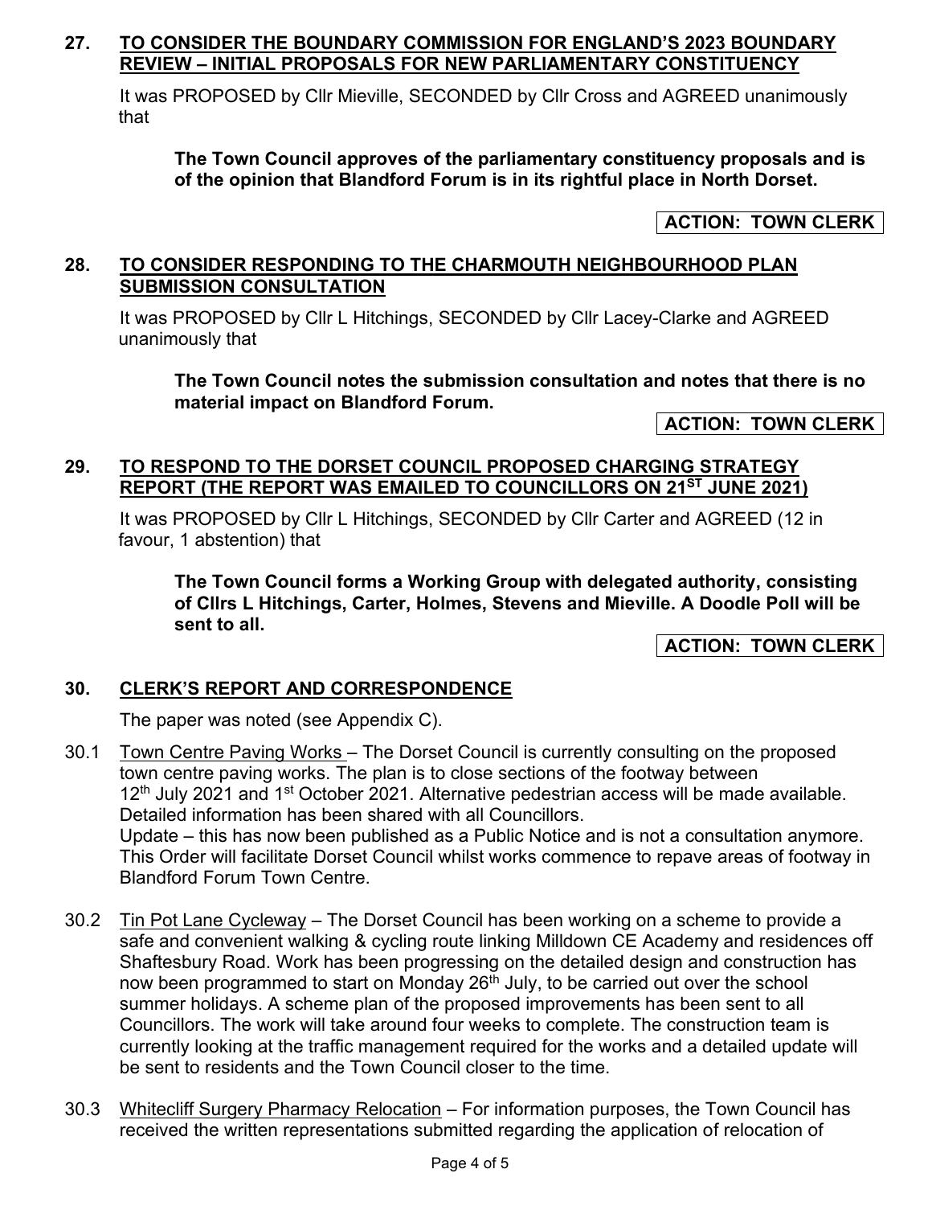## 27. TO CONSIDER THE BOUNDARY COMMISSION FOR ENGLAND'S 2023 BOUNDARY REVIEW – INITIAL PROPOSALS FOR NEW PARLIAMENTARY CONSTITUENCY

It was PROPOSED by Cllr Mieville, SECONDED by Cllr Cross and AGREED unanimously that

> **The Town Council approves of the parliamentary constituency proposals and is of the opinion that Blandford Forum is in its rightful place in North Dorset.**

**ACTION: TOWN CLERK**

## 28. TO CONSIDER RESPONDING TO THE CHARMOUTH NEIGHBOURHOOD PLAN SUBMISSION CONSULTATION

It was PROPOSED by Cllr L Hitchings, SECONDED by Cllr Lacey-Clarke and AGREED unanimously that

> **The Town Council notes the submission consultation and notes that there is no material impact on Blandford Forum.**

**ACTION: TOWN CLERK**

## 29. TO RESPOND TO THE DORSET COUNCIL PROPOSED CHARGING STRATEGY REPORT (THE REPORT WAS EMAILED TO COUNCILLORS ON 21ST JUNE 2021)

It was PROPOSED by Cllr L Hitchings, SECONDED by Cllr Carter and AGREED (12 in favour, 1 abstention) that

> **The Town Council forms a Working Group with delegated authority, consisting of Cllrs L Hitchings, Carter, Holmes, Stevens and Mieville. A Doodle Poll will be sent to all.**

**ACTION: TOWN CLERK**

## 30. CLERK'S REPORT AND CORRESPONDENCE

The paper was noted (see Appendix C).

30.1 Town Centre Paving Works – The Dorset Council is currently consulting on the proposed town centre paving works. The plan is to close sections of the footway between 12th July 2021 and 1st October 2021. Alternative pedestrian access will be made available. Detailed information has been shared with all Councillors.
Update – this has now been published as a Public Notice and is not a consultation anymore. This Order will facilitate Dorset Council whilst works commence to repave areas of footway in Blandford Forum Town Centre.

30.2 Tin Pot Lane Cycleway – The Dorset Council has been working on a scheme to provide a safe and convenient walking & cycling route linking Milldown CE Academy and residences off Shaftesbury Road. Work has been progressing on the detailed design and construction has now been programmed to start on Monday 26th July, to be carried out over the school summer holidays. A scheme plan of the proposed improvements has been sent to all Councillors. The work will take around four weeks to complete. The construction team is currently looking at the traffic management required for the works and a detailed update will be sent to residents and the Town Council closer to the time.

30.3 Whitecliff Surgery Pharmacy Relocation – For information purposes, the Town Council has received the written representations submitted regarding the application of relocation of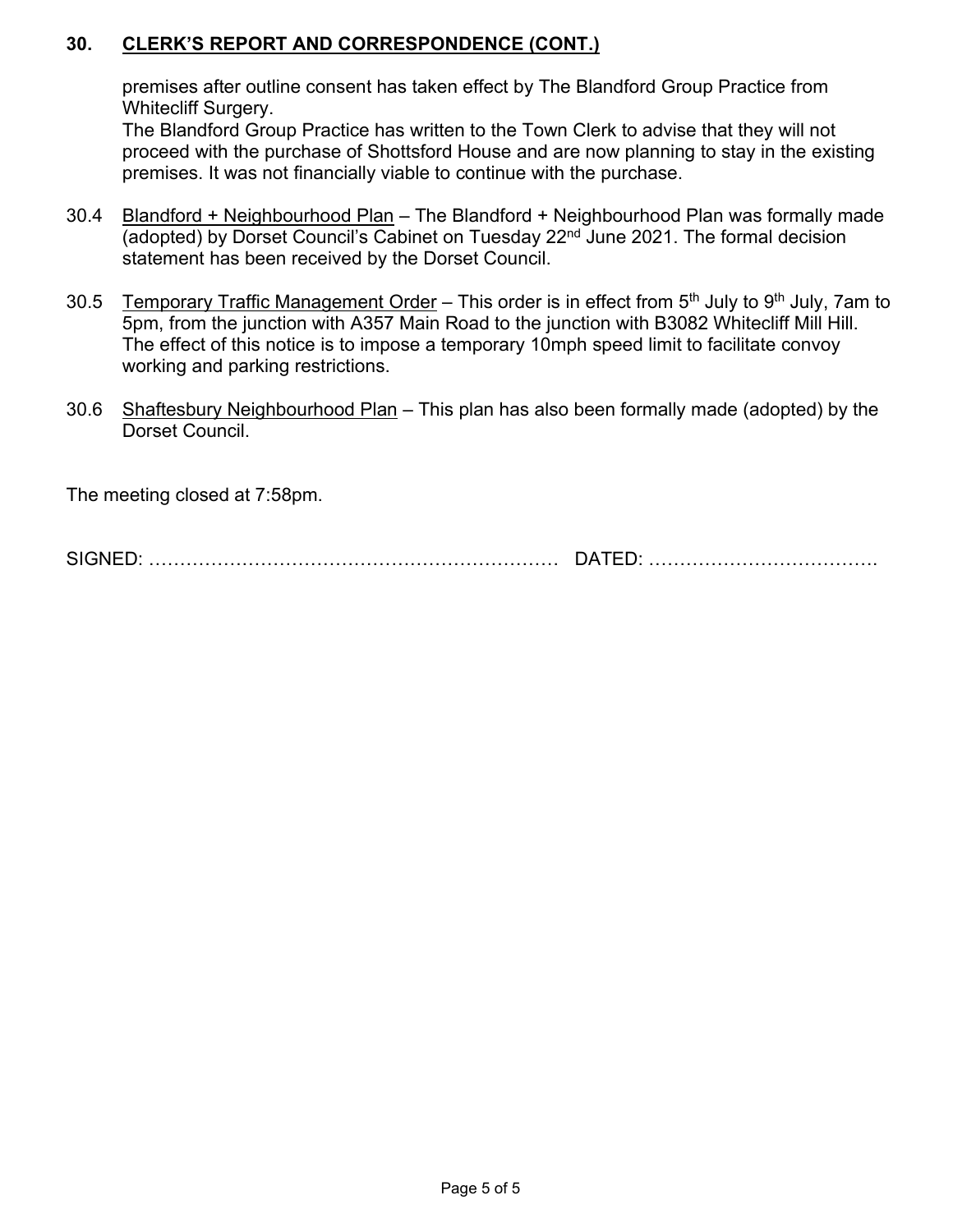## 30. CLERK'S REPORT AND CORRESPONDENCE (CONT.)

premises after outline consent has taken effect by The Blandford Group Practice from Whitecliff Surgery.
The Blandford Group Practice has written to the Town Clerk to advise that they will not proceed with the purchase of Shottsford House and are now planning to stay in the existing premises. It was not financially viable to continue with the purchase.

30.4 Blandford + Neighbourhood Plan – The Blandford + Neighbourhood Plan was formally made (adopted) by Dorset Council's Cabinet on Tuesday 22nd June 2021. The formal decision statement has been received by the Dorset Council.

30.5 Temporary Traffic Management Order – This order is in effect from 5th July to 9th July, 7am to 5pm, from the junction with A357 Main Road to the junction with B3082 Whitecliff Mill Hill. The effect of this notice is to impose a temporary 10mph speed limit to facilitate convoy working and parking restrictions.

30.6 Shaftesbury Neighbourhood Plan – This plan has also been formally made (adopted) by the Dorset Council.

The meeting closed at 7:58pm.

SIGNED: ………………………………………………………… DATED: ……………………………….